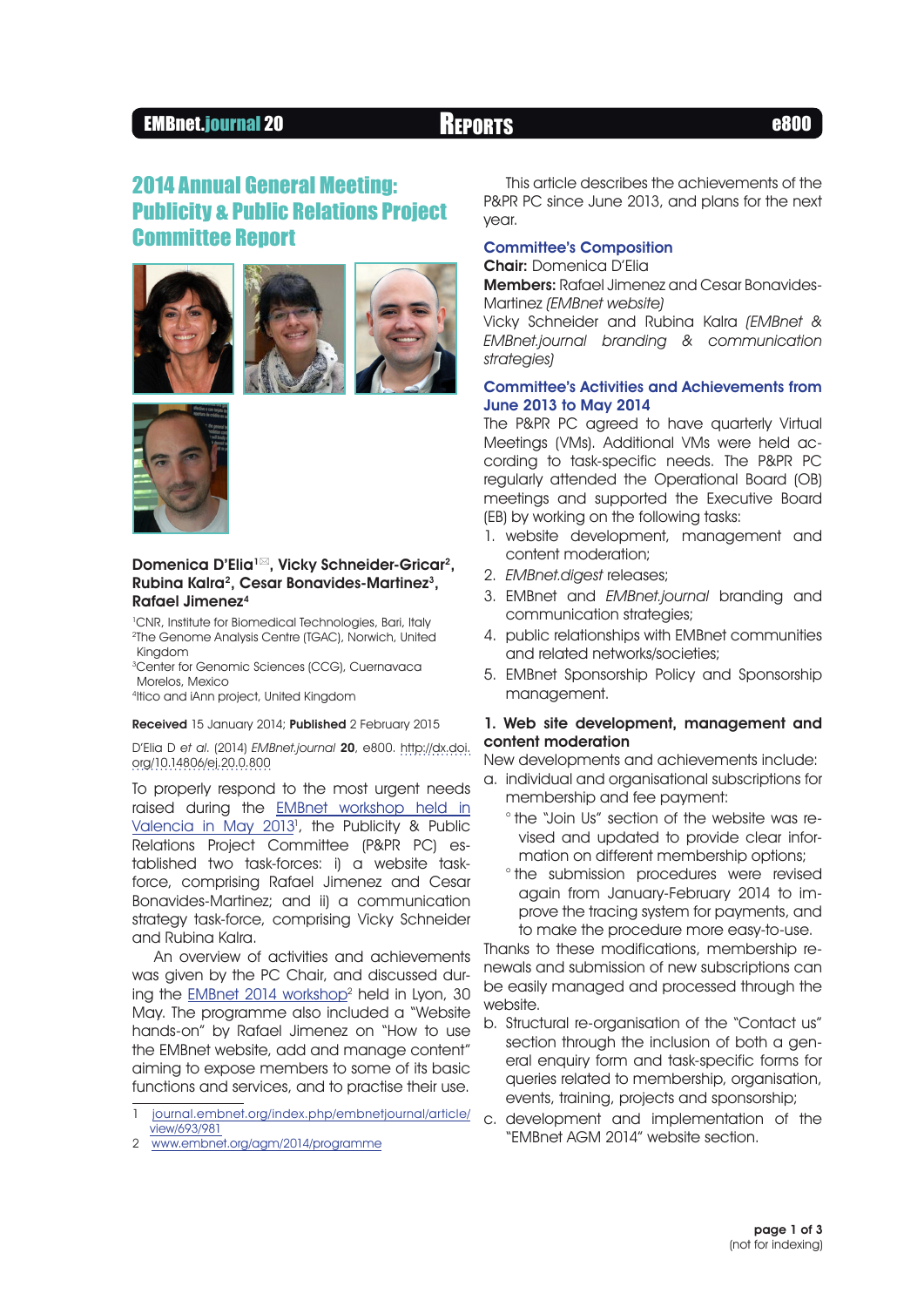# 2014 Annual General Meeting: Publicity & Public Relations Project Committee Report

**Domenica D'Elia[1✉], Vicky Schneider-Gricar[2], Rubina Kalra[2], Cesar Bonavides-Martinez[3], Rafael Jimenez[4]**

[1]CNR, Institute for Biomedical Technologies, Bari, Italy
[2]The Genome Analysis Centre (TGAC), Norwich, United Kingdom
[3]Center for Genomic Sciences (CCG), Cuernavaca Morelos, Mexico
[4]Itico and iAnn project, United Kingdom

**Received** 15 January 2014; **Published** 2 February 2015

D'Elia D *et al.* (2014) *EMBnet.journal* **20**, e800. http://dx.doi.org/10.14806/ej.20.0.800

To properly respond to the most urgent needs raised during the EMBnet workshop held in Valencia in May 2013[1], the Publicity & Public Relations Project Committee (P&PR PC) established two task-forces: i) a website task-force, comprising Rafael Jimenez and Cesar Bonavides-Martinez; and ii) a communication strategy task-force, comprising Vicky Schneider and Rubina Kalra.

An overview of activities and achievements was given by the PC Chair, and discussed during the EMBnet 2014 workshop[2] held in Lyon, 30 May. The programme also included a "Website hands-on" by Rafael Jimenez on "How to use the EMBnet website, add and manage content" aiming to expose members to some of its basic functions and services, and to practise their use.

This article describes the achievements of the P&PR PC since June 2013, and plans for the next year.

## Committee's Composition

**Chair:** Domenica D'Elia
**Members:** Rafael Jimenez and Cesar Bonavides-Martinez *(EMBnet website)*
Vicky Schneider and Rubina Kalra *(EMBnet & EMBnet.journal branding & communication strategies)*

## Committee's Activities and Achievements from June 2013 to May 2014

The P&PR PC agreed to have quarterly Virtual Meetings (VMs). Additional VMs were held according to task-specific needs. The P&PR PC regularly attended the Operational Board (OB) meetings and supported the Executive Board (EB) by working on the following tasks:

1. website development, management and content moderation;
2. *EMBnet.digest* releases;
3. EMBnet and *EMBnet.journal* branding and communication strategies;
4. public relationships with EMBnet communities and related networks/societies;
5. EMBnet Sponsorship Policy and Sponsorship management.

### 1. Web site development, management and content moderation

New developments and achievements include:

a. individual and organisational subscriptions for membership and fee payment:
   - the "Join Us" section of the website was revised and updated to provide clear information on different membership options;
   - the submission procedures were revised again from January-February 2014 to improve the tracing system for payments, and to make the procedure more easy-to-use.

Thanks to these modifications, membership renewals and submission of new subscriptions can be easily managed and processed through the website.

b. Structural re-organisation of the "Contact us" section through the inclusion of both a general enquiry form and task-specific forms for queries related to membership, organisation, events, training, projects and sponsorship;
c. development and implementation of the "EMBnet AGM 2014" website section.

---

1 journal.embnet.org/index.php/embnetjournal/article/view/693/981
2 www.embnet.org/agm/2014/programme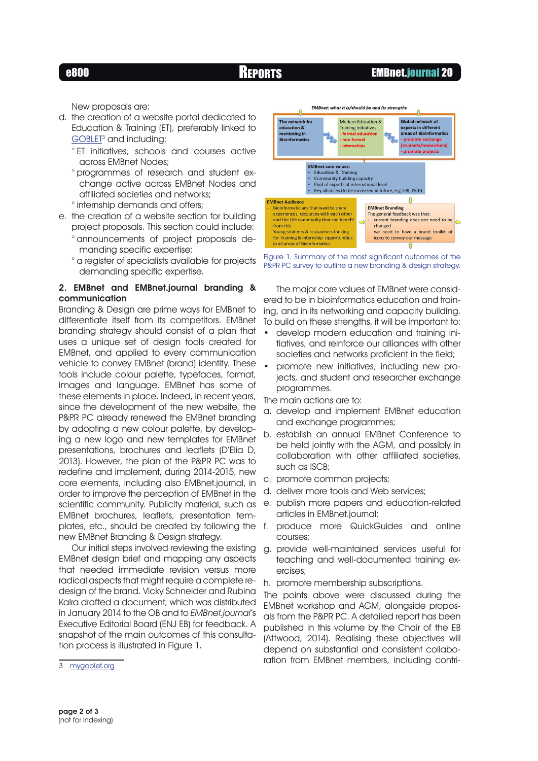New proposals are:

d. the creation of a website portal dedicated to Education & Training (ET), preferably linked to GOBLET[3] and including:
   - ET initiatives, schools and courses active across EMBnet Nodes;
   - programmes of research and student exchange active across EMBnet Nodes and affiliated societies and networks;
   - internship demands and offers;
e. the creation of a website section for building project proposals. This section could include:
   - announcements of project proposals demanding specific expertise;
   - a register of specialists available for projects demanding specific expertise.

## 2. EMBnet and EMBnet.journal branding & communication

Branding & Design are prime ways for EMBnet to differentiate itself from its competitors. EMBnet branding strategy should consist of a plan that uses a unique set of design tools created for EMBnet, and applied to every communication vehicle to convey EMBnet (brand) identity. These tools include colour palette, typefaces, format, images and language. EMBnet has some of these elements in place. Indeed, in recent years, since the development of the new website, the P&PR PC already renewed the EMBnet branding by adopting a new colour palette, by developing a new logo and new templates for EMBnet presentations, brochures and leaflets (D'Elia D, 2013). However, the plan of the P&PR PC was to redefine and implement, during 2014-2015, new core elements, including also EMBnet.journal, in order to improve the perception of EMBnet in the scientific community. Publicity material, such as EMBnet brochures, leaflets, presentation templates, etc., should be created by following the new EMBnet Branding & Design strategy.

Our initial steps involved reviewing the existing EMBnet design brief and mapping any aspects that needed immediate revision versus more radical aspects that might require a complete redesign of the brand. Vicky Schneider and Rubina Kalra drafted a document, which was distributed in January 2014 to the OB and to the *EMBnet.journal*'s Executive Editorial Board (ENJ EB) for feedback. A snapshot of the main outcomes of this consultation process is illustrated in Figure 1.

Figure 1. Summary of the most significant outcomes of the P&PR PC survey to outline a new branding & design strategy.

The major core values of EMBnet were considered to be in bioinformatics education and training, and in its networking and capacity building. To build on these strengths, it will be important to:

- develop modern education and training initiatives, and reinforce our alliances with other societies and networks proficient in the field;
- promote new initiatives, including new projects, and student and researcher exchange programmes.

The main actions are to:

a. develop and implement EMBnet education and exchange programmes;
b. establish an annual EMBnet Conference to be held jointly with the AGM, and possibly in collaboration with other affiliated societies, such as ISCB;
c. promote common projects;
d. deliver more tools and Web services;
e. publish more papers and education-related articles in EMBnet.journal;
f. produce more QuickGuides and online courses;
g. provide well-maintained services useful for teaching and well-documented training exercises;
h. promote membership subscriptions.

The points above were discussed during the EMBnet workshop and AGM, alongside proposals from the P&PR PC. A detailed report has been published in this volume by the Chair of the EB (Attwood, 2014). Realising these objectives will depend on substantial and consistent collaboration from EMBnet members, including contri-

[3] mygoblet.org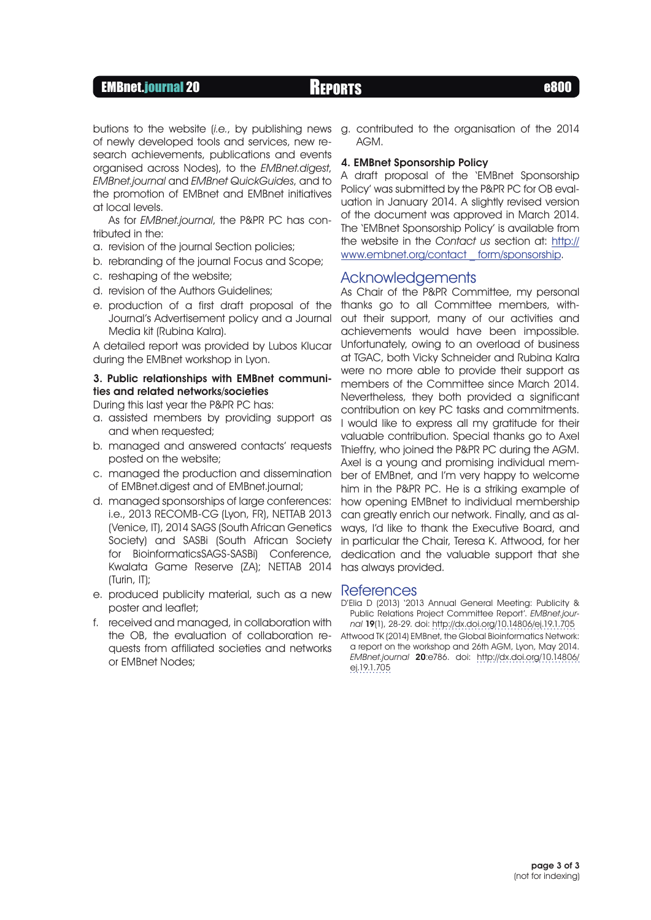butions to the website (*i.e.*, by publishing news of newly developed tools and services, new research achievements, publications and events organised across Nodes), to the *EMBnet.digest*, *EMBnet.journal* and *EMBnet QuickGuides*, and to the promotion of EMBnet and EMBnet initiatives at local levels.

As for *EMBnet.journal*, the P&PR PC has contributed in the:

a. revision of the journal Section policies;
b. rebranding of the journal Focus and Scope;
c. reshaping of the website;
d. revision of the Authors Guidelines;
e. production of a first draft proposal of the Journal's Advertisement policy and a Journal Media kit (Rubina Kalra).

A detailed report was provided by Lubos Klucar during the EMBnet workshop in Lyon.

**3. Public relationships with EMBnet communities and related networks/societies**

During this last year the P&PR PC has:

a. assisted members by providing support as and when requested;
b. managed and answered contacts' requests posted on the website;
c. managed the production and dissemination of EMBnet.digest and of EMBnet.journal;
d. managed sponsorships of large conferences: i.e., 2013 RECOMB-CG (Lyon, FR), NETTAB 2013 (Venice, IT), 2014 SAGS (South African Genetics Society) and SASBi (South African Society for BioinformaticsSAGS-SASBi) Conference, Kwalata Game Reserve (ZA); NETTAB 2014 (Turin, IT);
e. produced publicity material, such as a new poster and leaflet;
f. received and managed, in collaboration with the OB, the evaluation of collaboration requests from affiliated societies and networks or EMBnet Nodes;
g. contributed to the organisation of the 2014 AGM.

**4. EMBnet Sponsorship Policy**

A draft proposal of the 'EMBnet Sponsorship Policy' was submitted by the P&PR PC for OB evaluation in January 2014. A slightly revised version of the document was approved in March 2014. The 'EMBnet Sponsorship Policy' is available from the website in the *Contact us* section at: http://www.embnet.org/contact_form/sponsorship.

## Acknowledgements

As Chair of the P&PR Committee, my personal thanks go to all Committee members, without their support, many of our activities and achievements would have been impossible. Unfortunately, owing to an overload of business at TGAC, both Vicky Schneider and Rubina Kalra were no more able to provide their support as members of the Committee since March 2014. Nevertheless, they both provided a significant contribution on key PC tasks and commitments. I would like to express all my gratitude for their valuable contribution. Special thanks go to Axel Thieffry, who joined the P&PR PC during the AGM. Axel is a young and promising individual member of EMBnet, and I'm very happy to welcome him in the P&PR PC. He is a striking example of how opening EMBnet to individual membership can greatly enrich our network. Finally, and as always, I'd like to thank the Executive Board, and in particular the Chair, Teresa K. Attwood, for her dedication and the valuable support that she has always provided.

## References

D'Elia D (2013) '2013 Annual General Meeting: Publicity & Public Relations Project Committee Report'. *EMBnet.journal* **19**(1), 28-29. doi: http://dx.doi.org/10.14806/ej.19.1.705

Attwood TK (2014) EMBnet, the Global Bioinformatics Network: a report on the workshop and 26th AGM, Lyon, May 2014. *EMBnet.journal* **20**:e786. doi: http://dx.doi.org/10.14806/ej.19.1.705